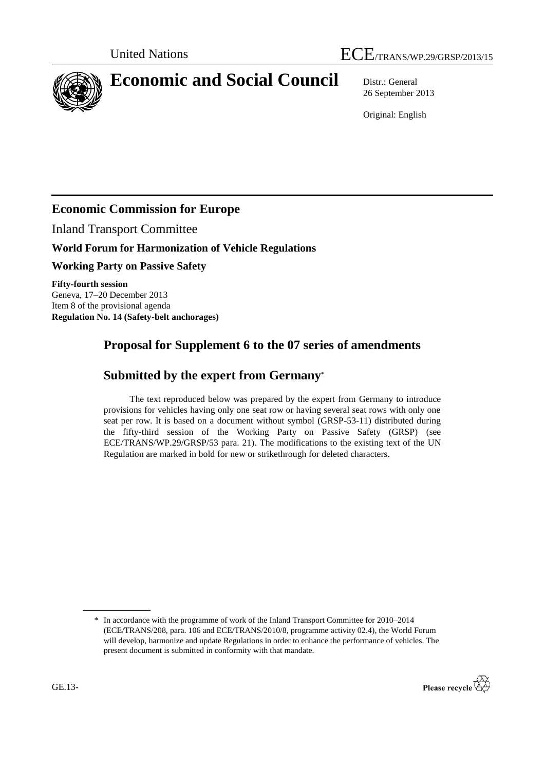United Nations

ECE/TRANS/WP.29/GRSP/2013/15

# Economic and Social Council

Distr.: General
26 September 2013

Original: English

## Economic Commission for Europe

Inland Transport Committee

**World Forum for Harmonization of Vehicle Regulations**

**Working Party on Passive Safety**

**Fifty-fourth session**
Geneva, 17–20 December 2013
Item 8 of the provisional agenda
**Regulation No. 14 (Safety-belt anchorages)**

## Proposal for Supplement 6 to the 07 series of amendments

## Submitted by the expert from Germany*

The text reproduced below was prepared by the expert from Germany to introduce provisions for vehicles having only one seat row or having several seat rows with only one seat per row. It is based on a document without symbol (GRSP-53-11) distributed during the fifty-third session of the Working Party on Passive Safety (GRSP) (see ECE/TRANS/WP.29/GRSP/53 para. 21). The modifications to the existing text of the UN Regulation are marked in bold for new or strikethrough for deleted characters.

\* In accordance with the programme of work of the Inland Transport Committee for 2010–2014 (ECE/TRANS/208, para. 106 and ECE/TRANS/2010/8, programme activity 02.4), the World Forum will develop, harmonize and update Regulations in order to enhance the performance of vehicles. The present document is submitted in conformity with that mandate.

GE.13-

Please recycle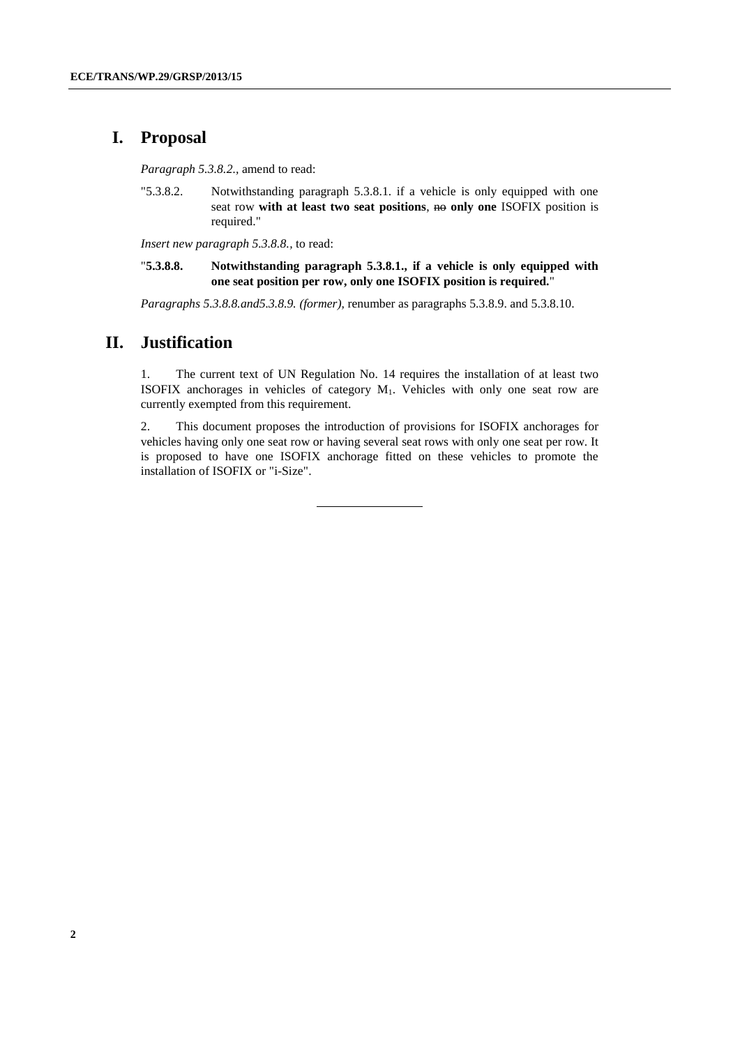# I. Proposal

*Paragraph 5.3.8.2.,* amend to read:

"5.3.8.2. Notwithstanding paragraph 5.3.8.1. if a vehicle is only equipped with one seat row **with at least two seat positions**, ~~no~~ **only one** ISOFIX position is required."

*Insert new paragraph 5.3.8.8.,* to read:

"**5.3.8.8. Notwithstanding paragraph 5.3.8.1., if a vehicle is only equipped with one seat position per row, only one ISOFIX position is required.**"

*Paragraphs 5.3.8.8.and5.3.8.9. (former),* renumber as paragraphs 5.3.8.9. and 5.3.8.10.

# II. Justification

1. The current text of UN Regulation No. 14 requires the installation of at least two ISOFIX anchorages in vehicles of category $M_1$. Vehicles with only one seat row are currently exempted from this requirement.

2. This document proposes the introduction of provisions for ISOFIX anchorages for vehicles having only one seat row or having several seat rows with only one seat per row. It is proposed to have one ISOFIX anchorage fitted on these vehicles to promote the installation of ISOFIX or "i-Size".